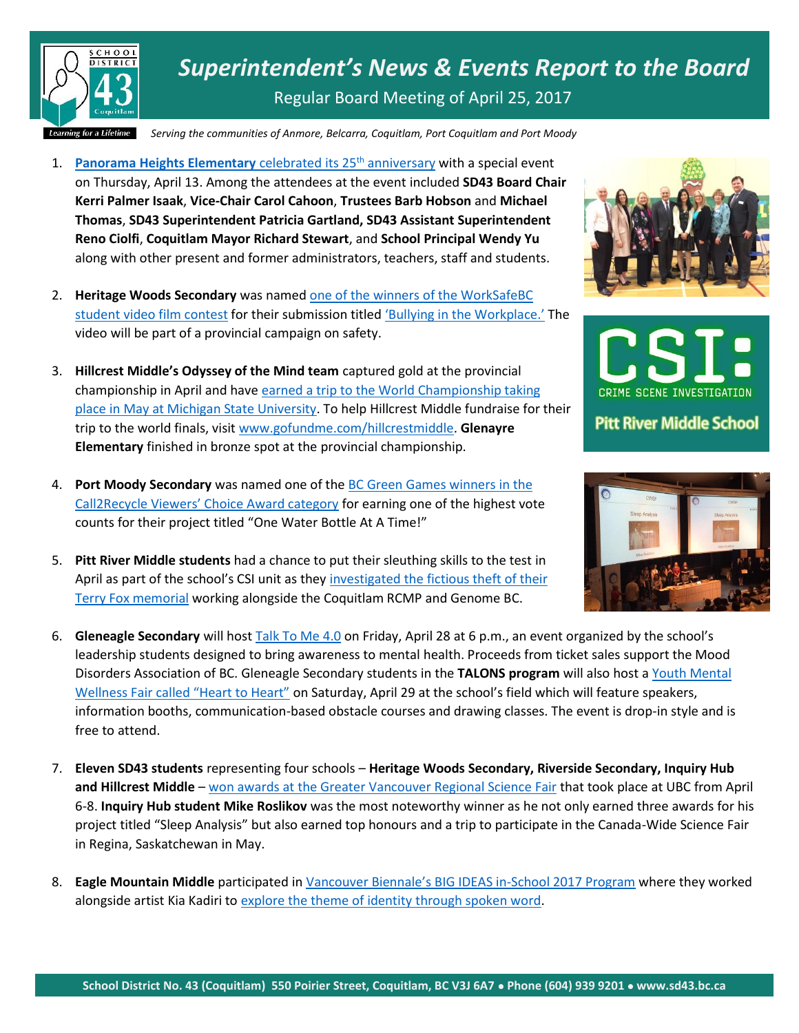# *Superintendent's News & Events Report to the Board*

Regular Board Meeting of April 25, 2017

*Serving the communities of Anmore, Belcarra, Coquitlam, Port Coquitlam and Port Moody*

1. **Panorama Heights Elementary** celebrated its 25th anniversary with a special event on Thursday, April 13. Among the attendees at the event included **SD43 Board Chair Kerri Palmer Isaak**, **Vice-Chair Carol Cahoon**, **Trustees Barb Hobson** and **Michael Thomas**, **SD43 Superintendent Patricia Gartland, SD43 Assistant Superintendent Reno Ciolfi**, **Coquitlam Mayor Richard Stewart**, and **School Principal Wendy Yu** along with other present and former administrators, teachers, staff and students.

2. **Heritage Woods Secondary** was named one of the winners of the WorkSafeBC student video film contest for their submission titled 'Bullying in the Workplace.' The video will be part of a provincial campaign on safety.

3. **Hillcrest Middle's Odyssey of the Mind team** captured gold at the provincial championship in April and have earned a trip to the World Championship taking place in May at Michigan State University. To help Hillcrest Middle fundraise for their trip to the world finals, visit www.gofundme.com/hillcrestmiddle. **Glenayre Elementary** finished in bronze spot at the provincial championship.

4. **Port Moody Secondary** was named one of the BC Green Games winners in the Call2Recycle Viewers' Choice Award category for earning one of the highest vote counts for their project titled "One Water Bottle At A Time!"

5. **Pitt River Middle students** had a chance to put their sleuthing skills to the test in April as part of the school's CSI unit as they investigated the fictious theft of their Terry Fox memorial working alongside the Coquitlam RCMP and Genome BC.

6. **Gleneagle Secondary** will host Talk To Me 4.0 on Friday, April 28 at 6 p.m., an event organized by the school's leadership students designed to bring awareness to mental health. Proceeds from ticket sales support the Mood Disorders Association of BC. Gleneagle Secondary students in the **TALONS program** will also host a Youth Mental Wellness Fair called "Heart to Heart" on Saturday, April 29 at the school's field which will feature speakers, information booths, communication-based obstacle courses and drawing classes. The event is drop-in style and is free to attend.

7. **Eleven SD43 students** representing four schools – **Heritage Woods Secondary, Riverside Secondary, Inquiry Hub and Hillcrest Middle** – won awards at the Greater Vancouver Regional Science Fair that took place at UBC from April 6-8. **Inquiry Hub student Mike Roslikov** was the most noteworthy winner as he not only earned three awards for his project titled "Sleep Analysis" but also earned top honours and a trip to participate in the Canada-Wide Science Fair in Regina, Saskatchewan in May.

8. **Eagle Mountain Middle** participated in Vancouver Biennale's BIG IDEAS in-School 2017 Program where they worked alongside artist Kia Kadiri to explore the theme of identity through spoken word.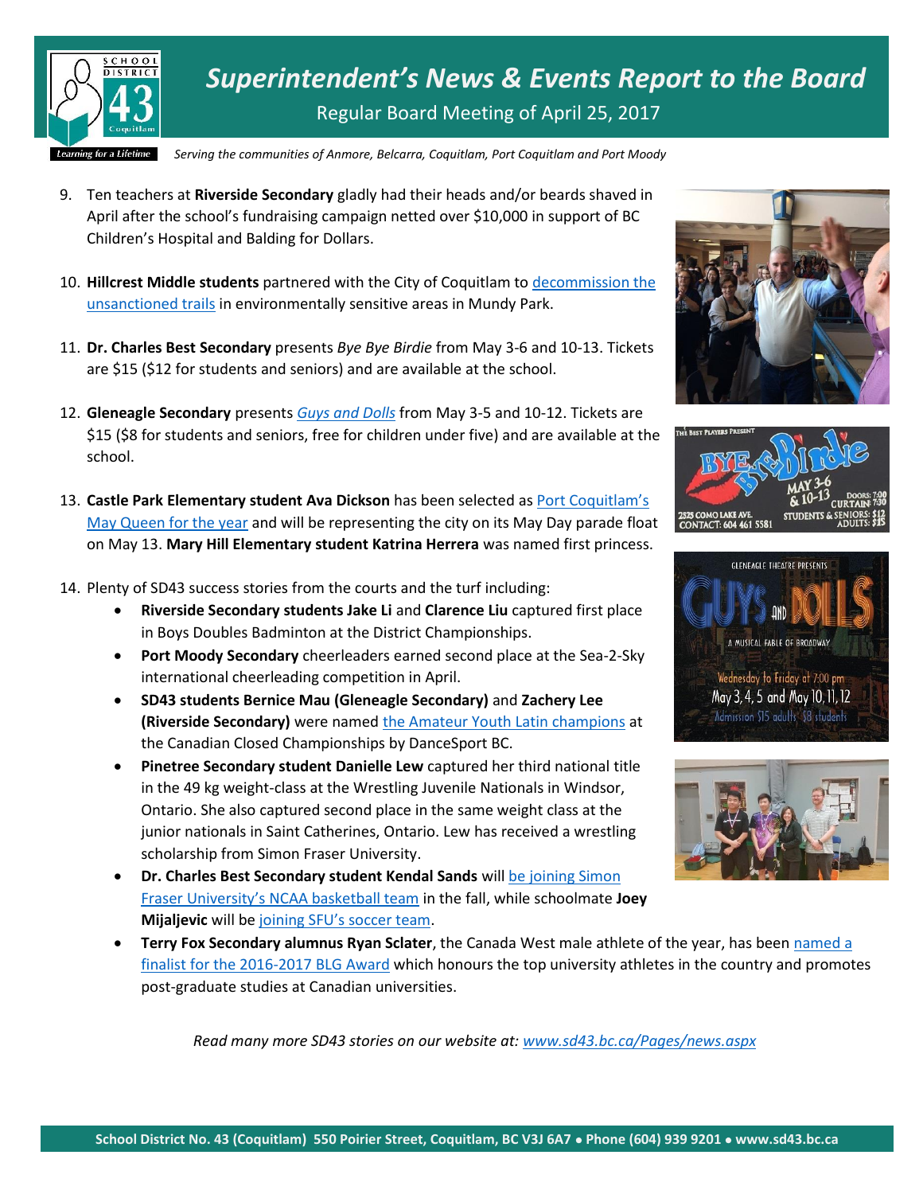# *Superintendent's News & Events Report to the Board*

Regular Board Meeting of April 25, 2017

*Serving the communities of Anmore, Belcarra, Coquitlam, Port Coquitlam and Port Moody*

9. Ten teachers at **Riverside Secondary** gladly had their heads and/or beards shaved in April after the school's fundraising campaign netted over $10,000 in support of BC Children's Hospital and Balding for Dollars.

10. **Hillcrest Middle students** partnered with the City of Coquitlam to decommission the unsanctioned trails in environmentally sensitive areas in Mundy Park.

11. **Dr. Charles Best Secondary** presents *Bye Bye Birdie* from May 3-6 and 10-13. Tickets are $15 ($12 for students and seniors) and are available at the school.

12. **Gleneagle Secondary** presents *Guys and Dolls* from May 3-5 and 10-12. Tickets are $15 ($8 for students and seniors, free for children under five) and are available at the school.

13. **Castle Park Elementary student Ava Dickson** has been selected as Port Coquitlam's May Queen for the year and will be representing the city on its May Day parade float on May 13. **Mary Hill Elementary student Katrina Herrera** was named first princess.

14. Plenty of SD43 success stories from the courts and the turf including:
    - **Riverside Secondary students Jake Li** and **Clarence Liu** captured first place in Boys Doubles Badminton at the District Championships.
    - **Port Moody Secondary** cheerleaders earned second place at the Sea-2-Sky international cheerleading competition in April.
    - **SD43 students Bernice Mau (Gleneagle Secondary)** and **Zachery Lee (Riverside Secondary)** were named the Amateur Youth Latin champions at the Canadian Closed Championships by DanceSport BC.
    - **Pinetree Secondary student Danielle Lew** captured her third national title in the 49 kg weight-class at the Wrestling Juvenile Nationals in Windsor, Ontario. She also captured second place in the same weight class at the junior nationals in Saint Catherines, Ontario. Lew has received a wrestling scholarship from Simon Fraser University.
    - **Dr. Charles Best Secondary student Kendal Sands** will be joining Simon Fraser University's NCAA basketball team in the fall, while schoolmate **Joey Mijaljevic** will be joining SFU's soccer team.
    - **Terry Fox Secondary alumnus Ryan Sclater**, the Canada West male athlete of the year, has been named a finalist for the 2016-2017 BLG Award which honours the top university athletes in the country and promotes post-graduate studies at Canadian universities.

*Read many more SD43 stories on our website at: www.sd43.bc.ca/Pages/news.aspx*